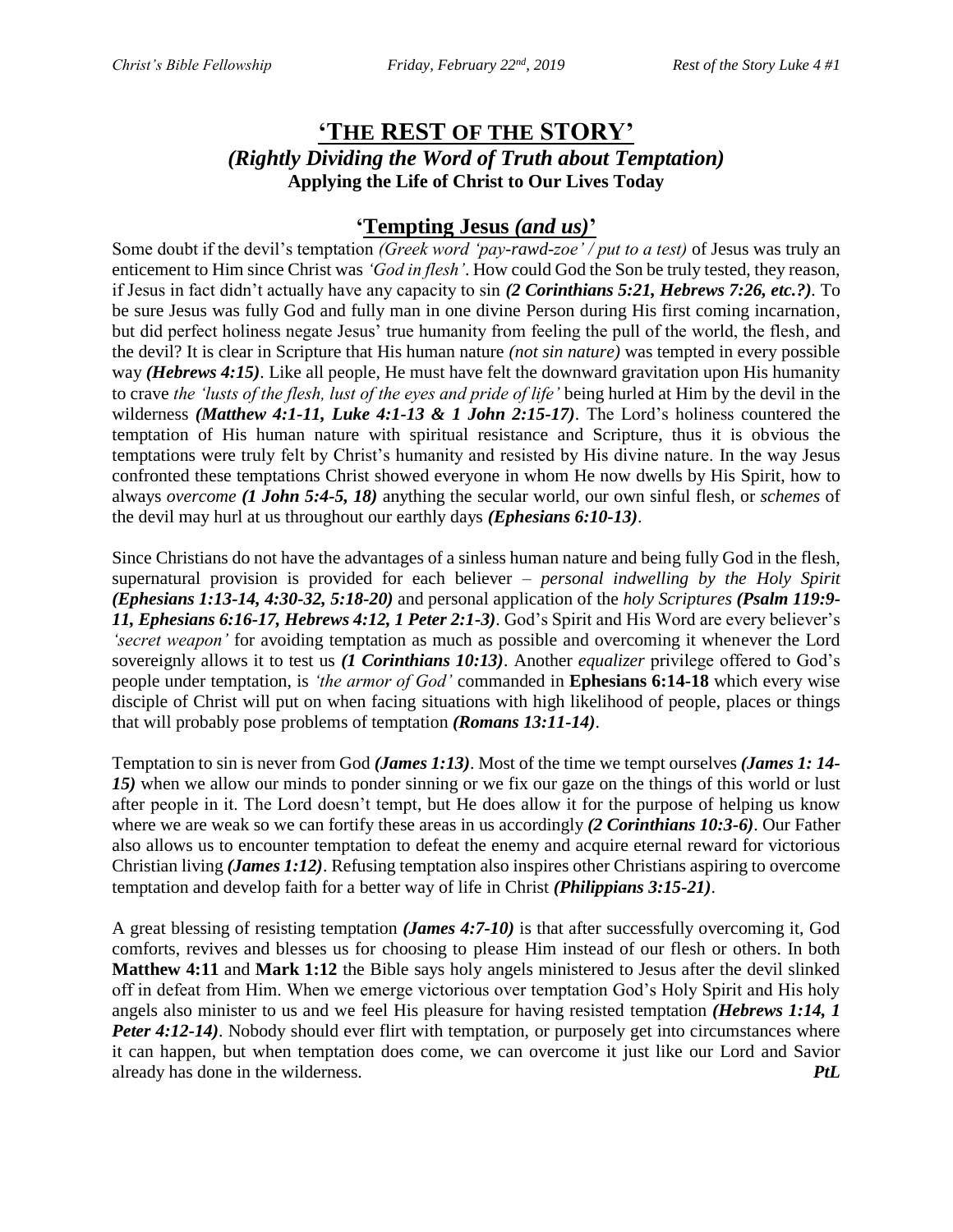# 'THE REST OF THE STORY'

## *(Rightly Dividing the Word of Truth about Temptation)*

**Applying the Life of Christ to Our Lives Today**

## '**Tempting Jesus *(and us)***'

Some doubt if the devil's temptation *(Greek word 'pay-rawd-zoe' / put to a test)* of Jesus was truly an enticement to Him since Christ was *'God in flesh'*. How could God the Son be truly tested, they reason, if Jesus in fact didn't actually have any capacity to sin ***(2 Corinthians 5:21, Hebrews 7:26, etc.?)***. To be sure Jesus was fully God and fully man in one divine Person during His first coming incarnation, but did perfect holiness negate Jesus' true humanity from feeling the pull of the world, the flesh, and the devil? It is clear in Scripture that His human nature *(not sin nature)* was tempted in every possible way ***(Hebrews 4:15)***. Like all people, He must have felt the downward gravitation upon His humanity to crave *the 'lusts of the flesh, lust of the eyes and pride of life'* being hurled at Him by the devil in the wilderness ***(Matthew 4:1-11, Luke 4:1-13 & 1 John 2:15-17)***. The Lord's holiness countered the temptation of His human nature with spiritual resistance and Scripture, thus it is obvious the temptations were truly felt by Christ's humanity and resisted by His divine nature. In the way Jesus confronted these temptations Christ showed everyone in whom He now dwells by His Spirit, how to always *overcome* ***(1 John 5:4-5, 18)*** anything the secular world, our own sinful flesh, or *schemes* of the devil may hurl at us throughout our earthly days ***(Ephesians 6:10-13)***.

Since Christians do not have the advantages of a sinless human nature and being fully God in the flesh, supernatural provision is provided for each believer – *personal indwelling by the Holy Spirit* ***(Ephesians 1:13-14, 4:30-32, 5:18-20)*** and personal application of the *holy Scriptures* ***(Psalm 119:9-11, Ephesians 6:16-17, Hebrews 4:12, 1 Peter 2:1-3)***. God's Spirit and His Word are every believer's *'secret weapon'* for avoiding temptation as much as possible and overcoming it whenever the Lord sovereignly allows it to test us ***(1 Corinthians 10:13)***. Another *equalizer* privilege offered to God's people under temptation, is *'the armor of God'* commanded in **Ephesians 6:14-18** which every wise disciple of Christ will put on when facing situations with high likelihood of people, places or things that will probably pose problems of temptation ***(Romans 13:11-14)***.

Temptation to sin is never from God ***(James 1:13)***. Most of the time we tempt ourselves ***(James 1: 14-15)*** when we allow our minds to ponder sinning or we fix our gaze on the things of this world or lust after people in it. The Lord doesn't tempt, but He does allow it for the purpose of helping us know where we are weak so we can fortify these areas in us accordingly ***(2 Corinthians 10:3-6)***. Our Father also allows us to encounter temptation to defeat the enemy and acquire eternal reward for victorious Christian living ***(James 1:12)***. Refusing temptation also inspires other Christians aspiring to overcome temptation and develop faith for a better way of life in Christ ***(Philippians 3:15-21)***.

A great blessing of resisting temptation ***(James 4:7-10)*** is that after successfully overcoming it, God comforts, revives and blesses us for choosing to please Him instead of our flesh or others. In both **Matthew 4:11** and **Mark 1:12** the Bible says holy angels ministered to Jesus after the devil slinked off in defeat from Him. When we emerge victorious over temptation God's Holy Spirit and His holy angels also minister to us and we feel His pleasure for having resisted temptation ***(Hebrews 1:14, 1 Peter 4:12-14)***. Nobody should ever flirt with temptation, or purposely get into circumstances where it can happen, but when temptation does come, we can overcome it just like our Lord and Savior already has done in the wilderness. ***PtL***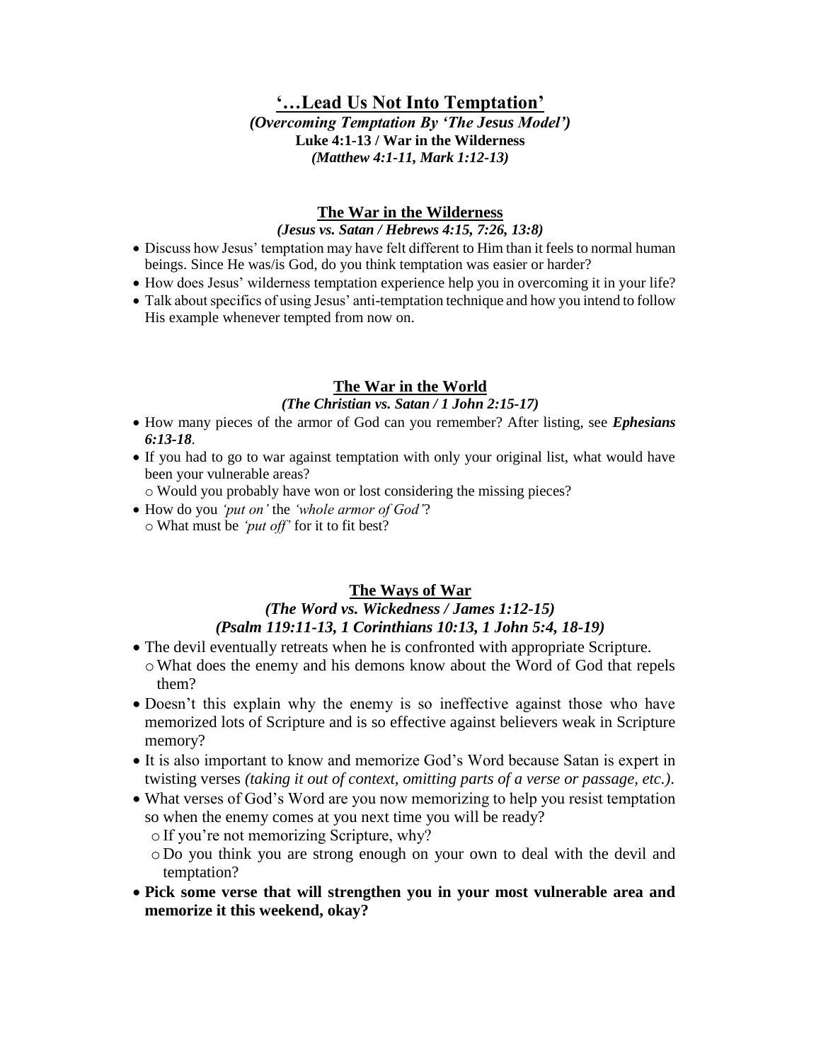# '…Lead Us Not Into Temptation'

***(Overcoming Temptation By 'The Jesus Model')***

**Luke 4:1-13 / War in the Wilderness**

***(Matthew 4:1-11, Mark 1:12-13)***

## The War in the Wilderness

***(Jesus vs. Satan / Hebrews 4:15, 7:26, 13:8)***

- Discuss how Jesus' temptation may have felt different to Him than it feels to normal human beings. Since He was/is God, do you think temptation was easier or harder?
- How does Jesus' wilderness temptation experience help you in overcoming it in your life?
- Talk about specifics of using Jesus' anti-temptation technique and how you intend to follow His example whenever tempted from now on.

## The War in the World

***(The Christian vs. Satan / 1 John 2:15-17)***

- How many pieces of the armor of God can you remember? After listing, see ***Ephesians 6:13-18***.
- If you had to go to war against temptation with only your original list, what would have been your vulnerable areas?
  - Would you probably have won or lost considering the missing pieces?
- How do you *'put on'* the *'whole armor of God'*?
  - What must be *'put off'* for it to fit best?

## The Ways of War

***(The Word vs. Wickedness / James 1:12-15)***

***(Psalm 119:11-13, 1 Corinthians 10:13, 1 John 5:4, 18-19)***

- The devil eventually retreats when he is confronted with appropriate Scripture.
  - What does the enemy and his demons know about the Word of God that repels them?
- Doesn't this explain why the enemy is so ineffective against those who have memorized lots of Scripture and is so effective against believers weak in Scripture memory?
- It is also important to know and memorize God's Word because Satan is expert in twisting verses *(taking it out of context, omitting parts of a verse or passage, etc.)*.
- What verses of God's Word are you now memorizing to help you resist temptation so when the enemy comes at you next time you will be ready?
  - If you're not memorizing Scripture, why?
  - Do you think you are strong enough on your own to deal with the devil and temptation?
- **Pick some verse that will strengthen you in your most vulnerable area and memorize it this weekend, okay?**